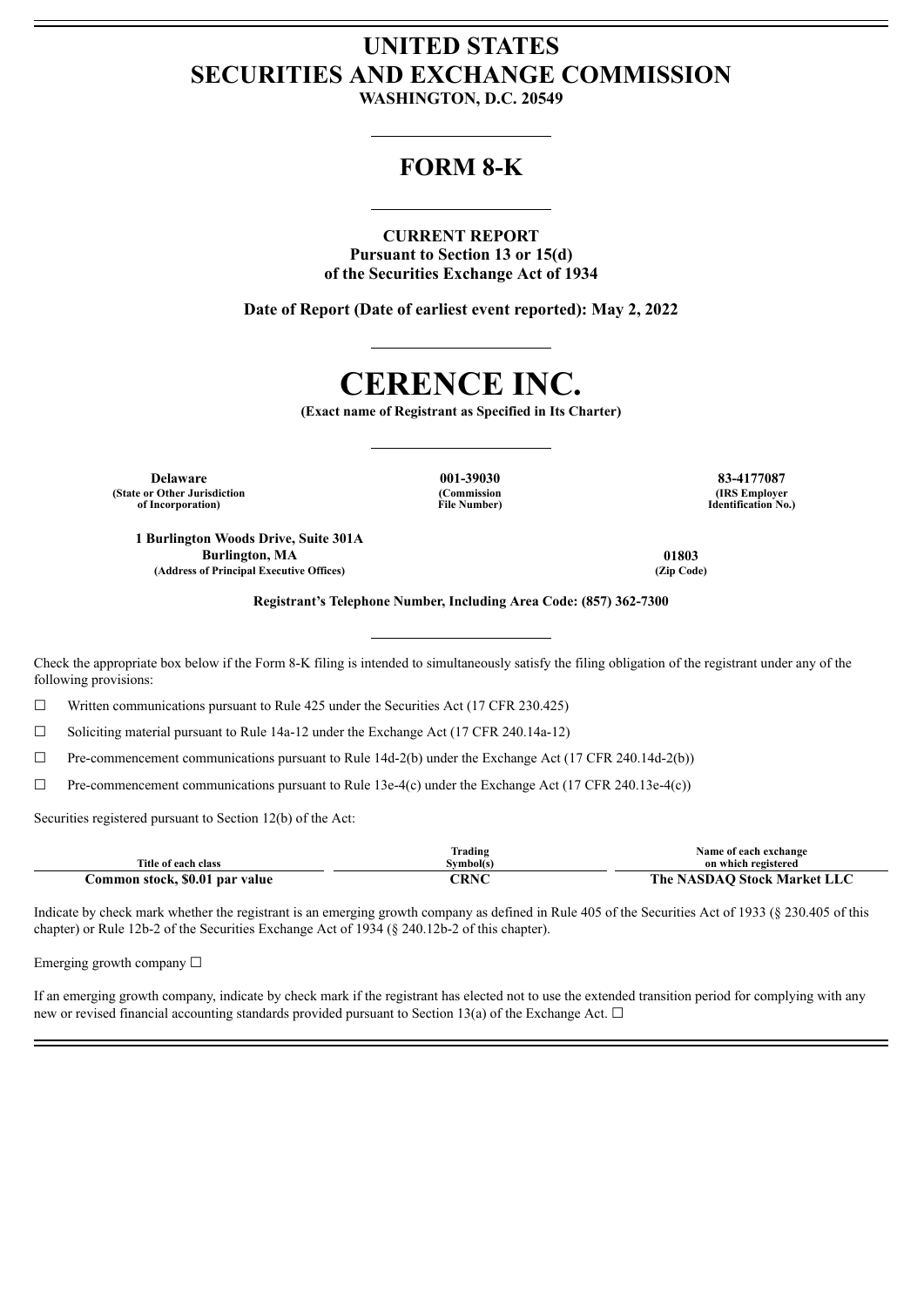# UNITED STATES
# SECURITIES AND EXCHANGE COMMISSION

**WASHINGTON, D.C. 20549**

## FORM 8-K

**CURRENT REPORT**
**Pursuant to Section 13 or 15(d)**
**of the Securities Exchange Act of 1934**

**Date of Report (Date of earliest event reported): May 2, 2022**

# CERENCE INC.

**(Exact name of Registrant as Specified in Its Charter)**

| Delaware | 001-39030 | 83-4177087 |
|---|---|---|
| (State or Other Jurisdiction of Incorporation) | (Commission File Number) | (IRS Employer Identification No.) |

| 1 Burlington Woods Drive, Suite 301A Burlington, MA | 01803 |
|---|---|
| (Address of Principal Executive Offices) | (Zip Code) |

**Registrant's Telephone Number, Including Area Code: (857) 362-7300**

Check the appropriate box below if the Form 8-K filing is intended to simultaneously satisfy the filing obligation of the registrant under any of the following provisions:

☐ Written communications pursuant to Rule 425 under the Securities Act (17 CFR 230.425)

☐ Soliciting material pursuant to Rule 14a-12 under the Exchange Act (17 CFR 240.14a-12)

☐ Pre-commencement communications pursuant to Rule 14d-2(b) under the Exchange Act (17 CFR 240.14d-2(b))

☐ Pre-commencement communications pursuant to Rule 13e-4(c) under the Exchange Act (17 CFR 240.13e-4(c))

Securities registered pursuant to Section 12(b) of the Act:

| Title of each class | Trading Symbol(s) | Name of each exchange on which registered |
|---|---|---|
| **Common stock, $0.01 par value** | **CRNC** | **The NASDAQ Stock Market LLC** |

Indicate by check mark whether the registrant is an emerging growth company as defined in Rule 405 of the Securities Act of 1933 (§ 230.405 of this chapter) or Rule 12b-2 of the Securities Exchange Act of 1934 (§ 240.12b-2 of this chapter).

Emerging growth company ☐

If an emerging growth company, indicate by check mark if the registrant has elected not to use the extended transition period for complying with any new or revised financial accounting standards provided pursuant to Section 13(a) of the Exchange Act. ☐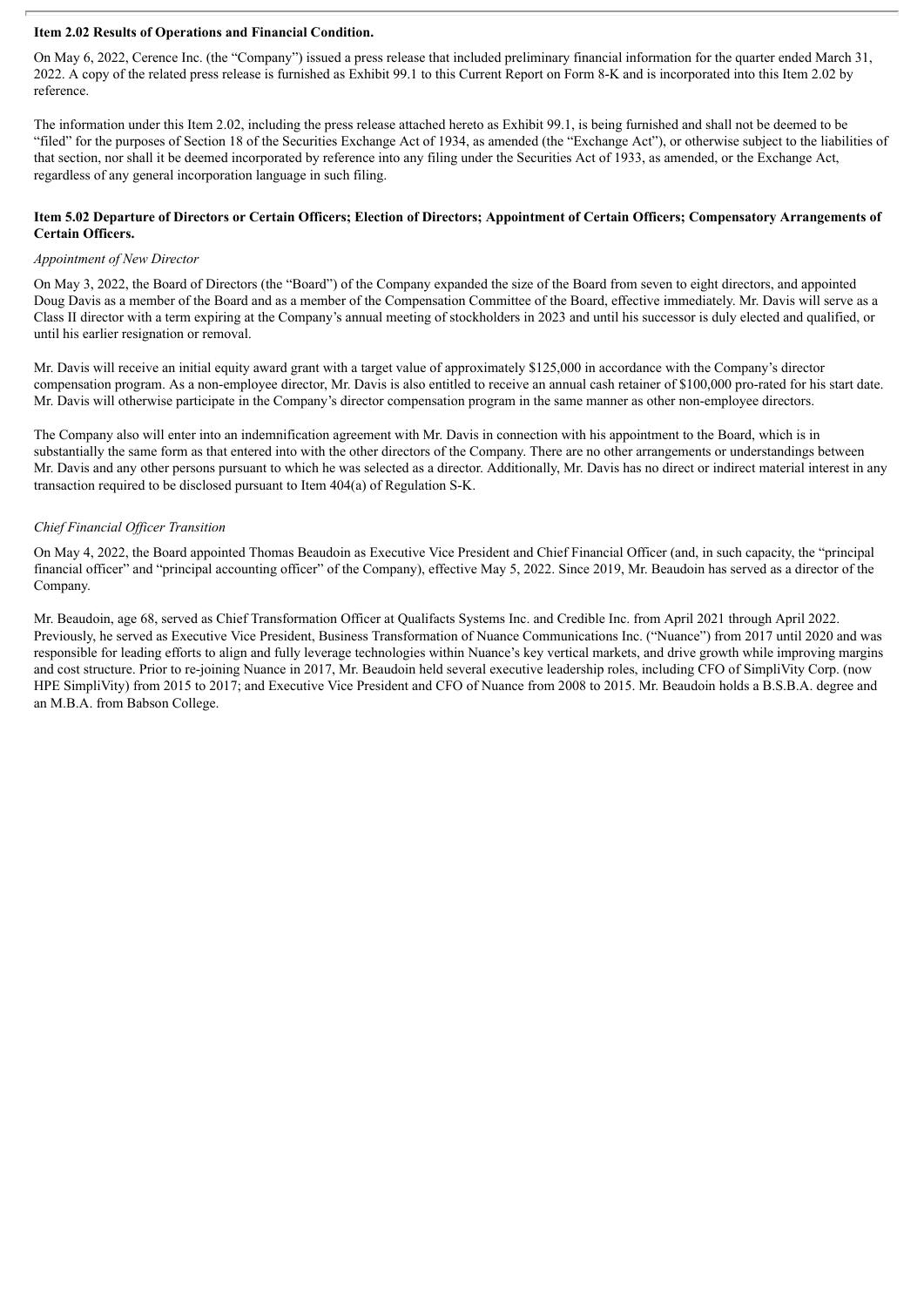**Item 2.02 Results of Operations and Financial Condition.**

On May 6, 2022, Cerence Inc. (the "Company") issued a press release that included preliminary financial information for the quarter ended March 31, 2022. A copy of the related press release is furnished as Exhibit 99.1 to this Current Report on Form 8-K and is incorporated into this Item 2.02 by reference.

The information under this Item 2.02, including the press release attached hereto as Exhibit 99.1, is being furnished and shall not be deemed to be "filed" for the purposes of Section 18 of the Securities Exchange Act of 1934, as amended (the "Exchange Act"), or otherwise subject to the liabilities of that section, nor shall it be deemed incorporated by reference into any filing under the Securities Act of 1933, as amended, or the Exchange Act, regardless of any general incorporation language in such filing.

**Item 5.02 Departure of Directors or Certain Officers; Election of Directors; Appointment of Certain Officers; Compensatory Arrangements of Certain Officers.**

*Appointment of New Director*

On May 3, 2022, the Board of Directors (the "Board") of the Company expanded the size of the Board from seven to eight directors, and appointed Doug Davis as a member of the Board and as a member of the Compensation Committee of the Board, effective immediately. Mr. Davis will serve as a Class II director with a term expiring at the Company's annual meeting of stockholders in 2023 and until his successor is duly elected and qualified, or until his earlier resignation or removal.

Mr. Davis will receive an initial equity award grant with a target value of approximately $125,000 in accordance with the Company's director compensation program. As a non-employee director, Mr. Davis is also entitled to receive an annual cash retainer of $100,000 pro-rated for his start date. Mr. Davis will otherwise participate in the Company's director compensation program in the same manner as other non-employee directors.

The Company also will enter into an indemnification agreement with Mr. Davis in connection with his appointment to the Board, which is in substantially the same form as that entered into with the other directors of the Company. There are no other arrangements or understandings between Mr. Davis and any other persons pursuant to which he was selected as a director. Additionally, Mr. Davis has no direct or indirect material interest in any transaction required to be disclosed pursuant to Item 404(a) of Regulation S-K.

*Chief Financial Officer Transition*

On May 4, 2022, the Board appointed Thomas Beaudoin as Executive Vice President and Chief Financial Officer (and, in such capacity, the "principal financial officer" and "principal accounting officer" of the Company), effective May 5, 2022. Since 2019, Mr. Beaudoin has served as a director of the Company.

Mr. Beaudoin, age 68, served as Chief Transformation Officer at Qualifacts Systems Inc. and Credible Inc. from April 2021 through April 2022. Previously, he served as Executive Vice President, Business Transformation of Nuance Communications Inc. ("Nuance") from 2017 until 2020 and was responsible for leading efforts to align and fully leverage technologies within Nuance's key vertical markets, and drive growth while improving margins and cost structure. Prior to re-joining Nuance in 2017, Mr. Beaudoin held several executive leadership roles, including CFO of SimpliVity Corp. (now HPE SimpliVity) from 2015 to 2017; and Executive Vice President and CFO of Nuance from 2008 to 2015. Mr. Beaudoin holds a B.S.B.A. degree and an M.B.A. from Babson College.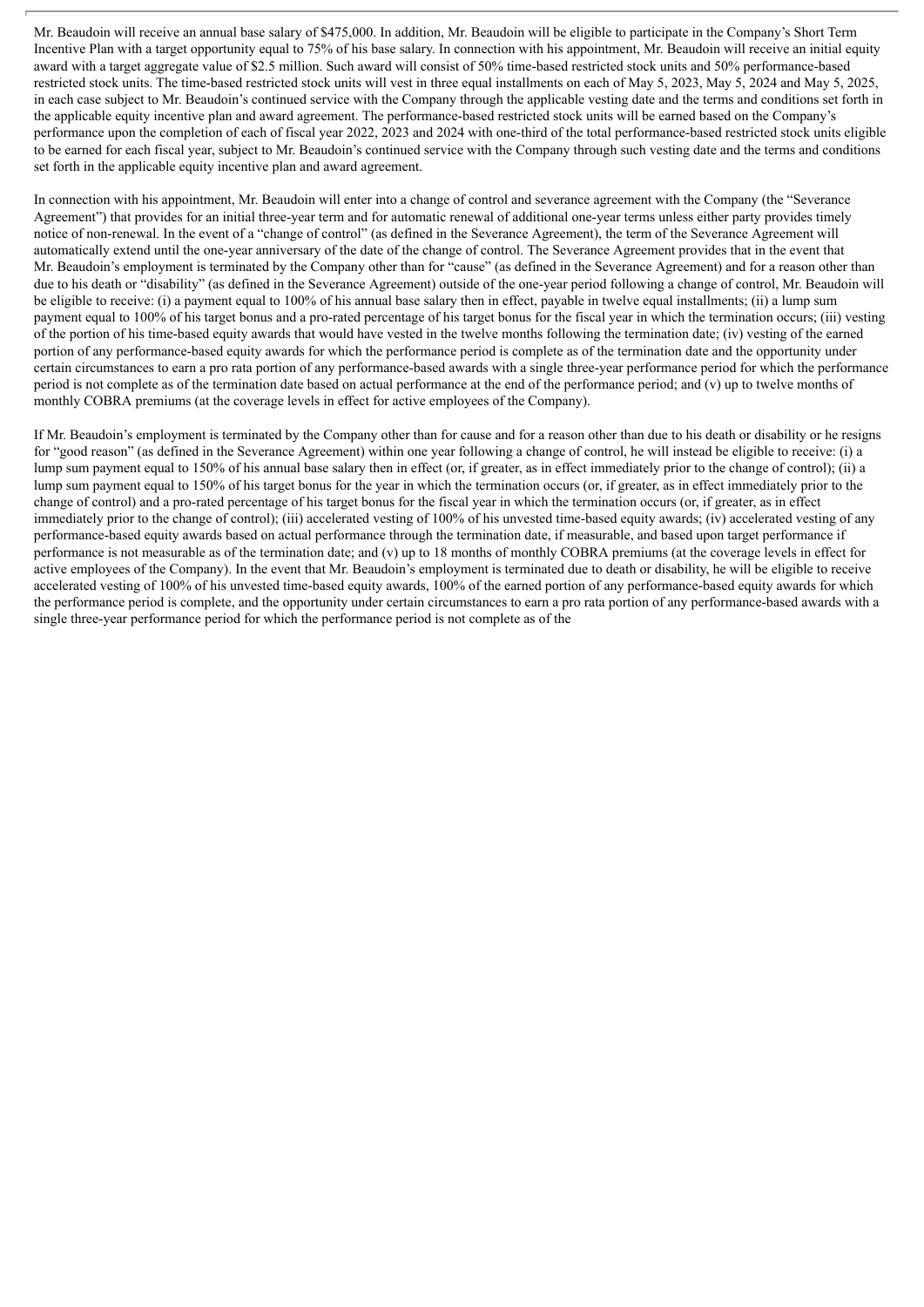Mr. Beaudoin will receive an annual base salary of $475,000. In addition, Mr. Beaudoin will be eligible to participate in the Company's Short Term Incentive Plan with a target opportunity equal to 75% of his base salary. In connection with his appointment, Mr. Beaudoin will receive an initial equity award with a target aggregate value of $2.5 million. Such award will consist of 50% time-based restricted stock units and 50% performance-based restricted stock units. The time-based restricted stock units will vest in three equal installments on each of May 5, 2023, May 5, 2024 and May 5, 2025, in each case subject to Mr. Beaudoin's continued service with the Company through the applicable vesting date and the terms and conditions set forth in the applicable equity incentive plan and award agreement. The performance-based restricted stock units will be earned based on the Company's performance upon the completion of each of fiscal year 2022, 2023 and 2024 with one-third of the total performance-based restricted stock units eligible to be earned for each fiscal year, subject to Mr. Beaudoin's continued service with the Company through such vesting date and the terms and conditions set forth in the applicable equity incentive plan and award agreement.

In connection with his appointment, Mr. Beaudoin will enter into a change of control and severance agreement with the Company (the "Severance Agreement") that provides for an initial three-year term and for automatic renewal of additional one-year terms unless either party provides timely notice of non-renewal. In the event of a "change of control" (as defined in the Severance Agreement), the term of the Severance Agreement will automatically extend until the one-year anniversary of the date of the change of control. The Severance Agreement provides that in the event that Mr. Beaudoin's employment is terminated by the Company other than for "cause" (as defined in the Severance Agreement) and for a reason other than due to his death or "disability" (as defined in the Severance Agreement) outside of the one-year period following a change of control, Mr. Beaudoin will be eligible to receive: (i) a payment equal to 100% of his annual base salary then in effect, payable in twelve equal installments; (ii) a lump sum payment equal to 100% of his target bonus and a pro-rated percentage of his target bonus for the fiscal year in which the termination occurs; (iii) vesting of the portion of his time-based equity awards that would have vested in the twelve months following the termination date; (iv) vesting of the earned portion of any performance-based equity awards for which the performance period is complete as of the termination date and the opportunity under certain circumstances to earn a pro rata portion of any performance-based awards with a single three-year performance period for which the performance period is not complete as of the termination date based on actual performance at the end of the performance period; and (v) up to twelve months of monthly COBRA premiums (at the coverage levels in effect for active employees of the Company).

If Mr. Beaudoin's employment is terminated by the Company other than for cause and for a reason other than due to his death or disability or he resigns for "good reason" (as defined in the Severance Agreement) within one year following a change of control, he will instead be eligible to receive: (i) a lump sum payment equal to 150% of his annual base salary then in effect (or, if greater, as in effect immediately prior to the change of control); (ii) a lump sum payment equal to 150% of his target bonus for the year in which the termination occurs (or, if greater, as in effect immediately prior to the change of control) and a pro-rated percentage of his target bonus for the fiscal year in which the termination occurs (or, if greater, as in effect immediately prior to the change of control); (iii) accelerated vesting of 100% of his unvested time-based equity awards; (iv) accelerated vesting of any performance-based equity awards based on actual performance through the termination date, if measurable, and based upon target performance if performance is not measurable as of the termination date; and (v) up to 18 months of monthly COBRA premiums (at the coverage levels in effect for active employees of the Company). In the event that Mr. Beaudoin's employment is terminated due to death or disability, he will be eligible to receive accelerated vesting of 100% of his unvested time-based equity awards, 100% of the earned portion of any performance-based equity awards for which the performance period is complete, and the opportunity under certain circumstances to earn a pro rata portion of any performance-based awards with a single three-year performance period for which the performance period is not complete as of the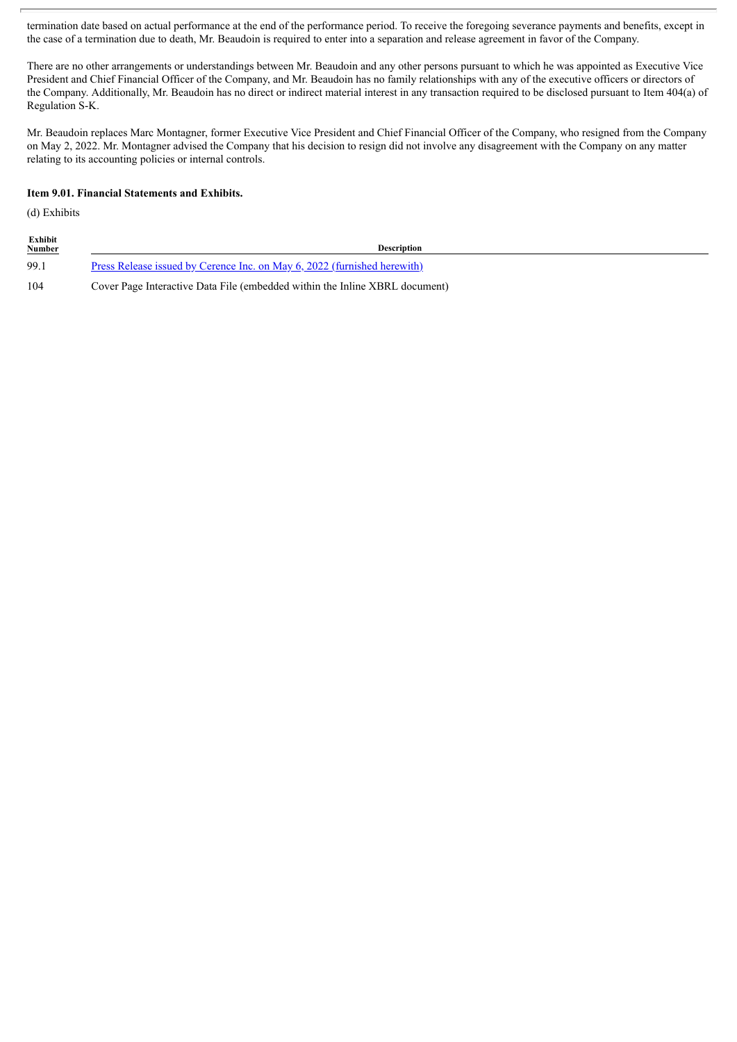termination date based on actual performance at the end of the performance period. To receive the foregoing severance payments and benefits, except in the case of a termination due to death, Mr. Beaudoin is required to enter into a separation and release agreement in favor of the Company.

There are no other arrangements or understandings between Mr. Beaudoin and any other persons pursuant to which he was appointed as Executive Vice President and Chief Financial Officer of the Company, and Mr. Beaudoin has no family relationships with any of the executive officers or directors of the Company. Additionally, Mr. Beaudoin has no direct or indirect material interest in any transaction required to be disclosed pursuant to Item 404(a) of Regulation S-K.

Mr. Beaudoin replaces Marc Montagner, former Executive Vice President and Chief Financial Officer of the Company, who resigned from the Company on May 2, 2022. Mr. Montagner advised the Company that his decision to resign did not involve any disagreement with the Company on any matter relating to its accounting policies or internal controls.

**Item 9.01. Financial Statements and Exhibits.**

(d) Exhibits

| Exhibit Number | Description |
|---|---|
| 99.1 | Press Release issued by Cerence Inc. on May 6, 2022 (furnished herewith) |
| 104 | Cover Page Interactive Data File (embedded within the Inline XBRL document) |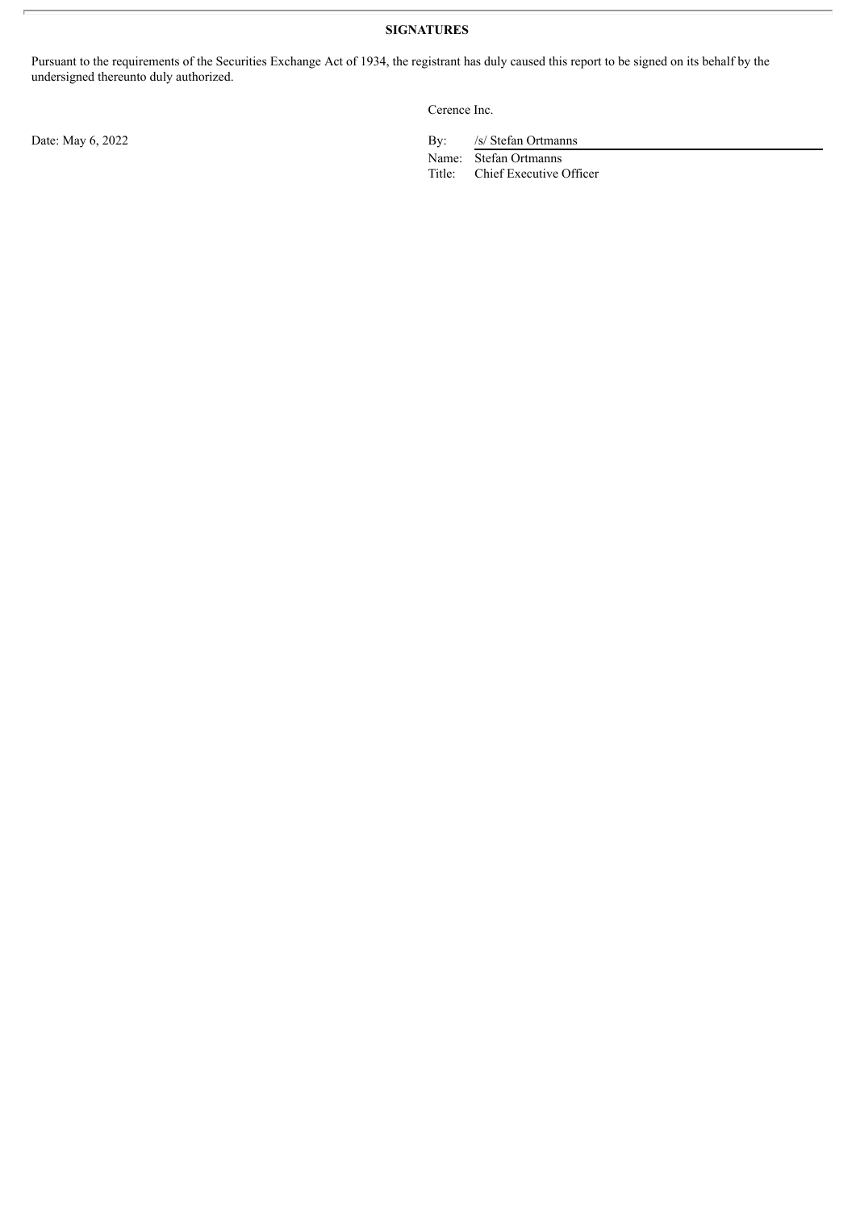**SIGNATURES**

Pursuant to the requirements of the Securities Exchange Act of 1934, the registrant has duly caused this report to be signed on its behalf by the undersigned thereunto duly authorized.

Cerence Inc.

Date: May 6, 2022

By: /s/ Stefan Ortmanns
Name: Stefan Ortmanns
Title: Chief Executive Officer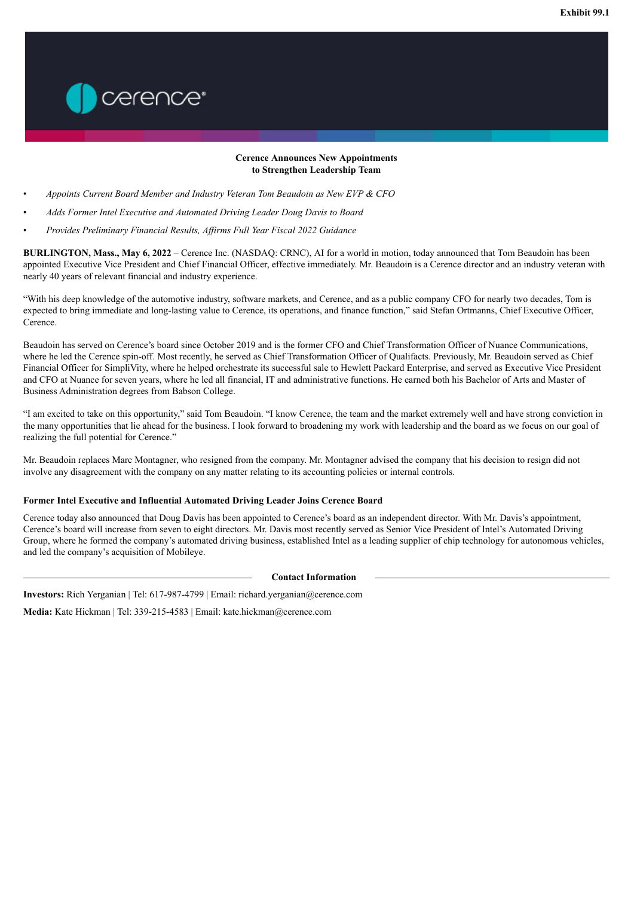Exhibit 99.1

**Cerence Announces New Appointments to Strengthen Leadership Team**

- *Appoints Current Board Member and Industry Veteran Tom Beaudoin as New EVP & CFO*
- *Adds Former Intel Executive and Automated Driving Leader Doug Davis to Board*
- *Provides Preliminary Financial Results, Affirms Full Year Fiscal 2022 Guidance*

**BURLINGTON, Mass., May 6, 2022** – Cerence Inc. (NASDAQ: CRNC), AI for a world in motion, today announced that Tom Beaudoin has been appointed Executive Vice President and Chief Financial Officer, effective immediately. Mr. Beaudoin is a Cerence director and an industry veteran with nearly 40 years of relevant financial and industry experience.

"With his deep knowledge of the automotive industry, software markets, and Cerence, and as a public company CFO for nearly two decades, Tom is expected to bring immediate and long-lasting value to Cerence, its operations, and finance function," said Stefan Ortmanns, Chief Executive Officer, Cerence.

Beaudoin has served on Cerence's board since October 2019 and is the former CFO and Chief Transformation Officer of Nuance Communications, where he led the Cerence spin-off. Most recently, he served as Chief Transformation Officer of Qualifacts. Previously, Mr. Beaudoin served as Chief Financial Officer for SimpliVity, where he helped orchestrate its successful sale to Hewlett Packard Enterprise, and served as Executive Vice President and CFO at Nuance for seven years, where he led all financial, IT and administrative functions. He earned both his Bachelor of Arts and Master of Business Administration degrees from Babson College.

"I am excited to take on this opportunity," said Tom Beaudoin. "I know Cerence, the team and the market extremely well and have strong conviction in the many opportunities that lie ahead for the business. I look forward to broadening my work with leadership and the board as we focus on our goal of realizing the full potential for Cerence."

Mr. Beaudoin replaces Marc Montagner, who resigned from the company. Mr. Montagner advised the company that his decision to resign did not involve any disagreement with the company on any matter relating to its accounting policies or internal controls.

**Former Intel Executive and Influential Automated Driving Leader Joins Cerence Board**

Cerence today also announced that Doug Davis has been appointed to Cerence's board as an independent director. With Mr. Davis's appointment, Cerence's board will increase from seven to eight directors. Mr. Davis most recently served as Senior Vice President of Intel's Automated Driving Group, where he formed the company's automated driving business, established Intel as a leading supplier of chip technology for autonomous vehicles, and led the company's acquisition of Mobileye.

**Contact Information**

**Investors:** Rich Yerganian | Tel: 617-987-4799 | Email: richard.yerganian@cerence.com

**Media:** Kate Hickman | Tel: 339-215-4583 | Email: kate.hickman@cerence.com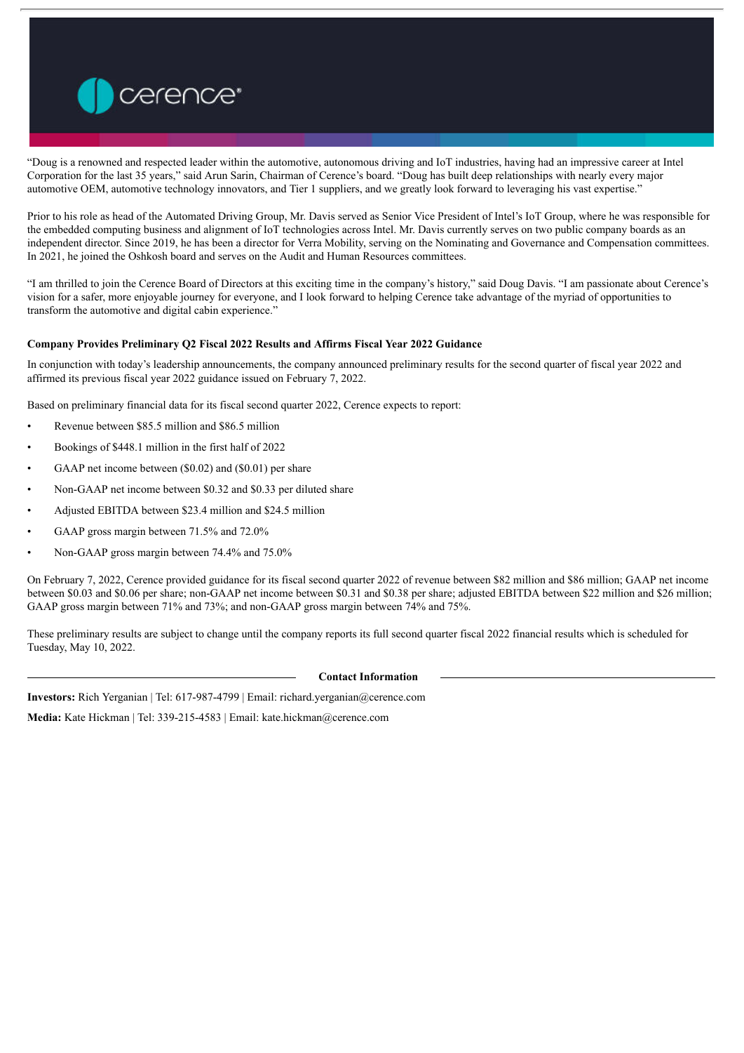"Doug is a renowned and respected leader within the automotive, autonomous driving and IoT industries, having had an impressive career at Intel Corporation for the last 35 years," said Arun Sarin, Chairman of Cerence's board. "Doug has built deep relationships with nearly every major automotive OEM, automotive technology innovators, and Tier 1 suppliers, and we greatly look forward to leveraging his vast expertise."

Prior to his role as head of the Automated Driving Group, Mr. Davis served as Senior Vice President of Intel's IoT Group, where he was responsible for the embedded computing business and alignment of IoT technologies across Intel. Mr. Davis currently serves on two public company boards as an independent director. Since 2019, he has been a director for Verra Mobility, serving on the Nominating and Governance and Compensation committees. In 2021, he joined the Oshkosh board and serves on the Audit and Human Resources committees.

"I am thrilled to join the Cerence Board of Directors at this exciting time in the company's history," said Doug Davis. "I am passionate about Cerence's vision for a safer, more enjoyable journey for everyone, and I look forward to helping Cerence take advantage of the myriad of opportunities to transform the automotive and digital cabin experience."

**Company Provides Preliminary Q2 Fiscal 2022 Results and Affirms Fiscal Year 2022 Guidance**

In conjunction with today's leadership announcements, the company announced preliminary results for the second quarter of fiscal year 2022 and affirmed its previous fiscal year 2022 guidance issued on February 7, 2022.

Based on preliminary financial data for its fiscal second quarter 2022, Cerence expects to report:

- Revenue between $85.5 million and $86.5 million
- Bookings of $448.1 million in the first half of 2022
- GAAP net income between ($0.02) and ($0.01) per share
- Non-GAAP net income between $0.32 and $0.33 per diluted share
- Adjusted EBITDA between $23.4 million and $24.5 million
- GAAP gross margin between 71.5% and 72.0%
- Non-GAAP gross margin between 74.4% and 75.0%

On February 7, 2022, Cerence provided guidance for its fiscal second quarter 2022 of revenue between $82 million and $86 million; GAAP net income between $0.03 and $0.06 per share; non-GAAP net income between $0.31 and $0.38 per share; adjusted EBITDA between $22 million and $26 million; GAAP gross margin between 71% and 73%; and non-GAAP gross margin between 74% and 75%.

These preliminary results are subject to change until the company reports its full second quarter fiscal 2022 financial results which is scheduled for Tuesday, May 10, 2022.

**Contact Information**

**Investors:** Rich Yerganian | Tel: 617-987-4799 | Email: richard.yerganian@cerence.com

**Media:** Kate Hickman | Tel: 339-215-4583 | Email: kate.hickman@cerence.com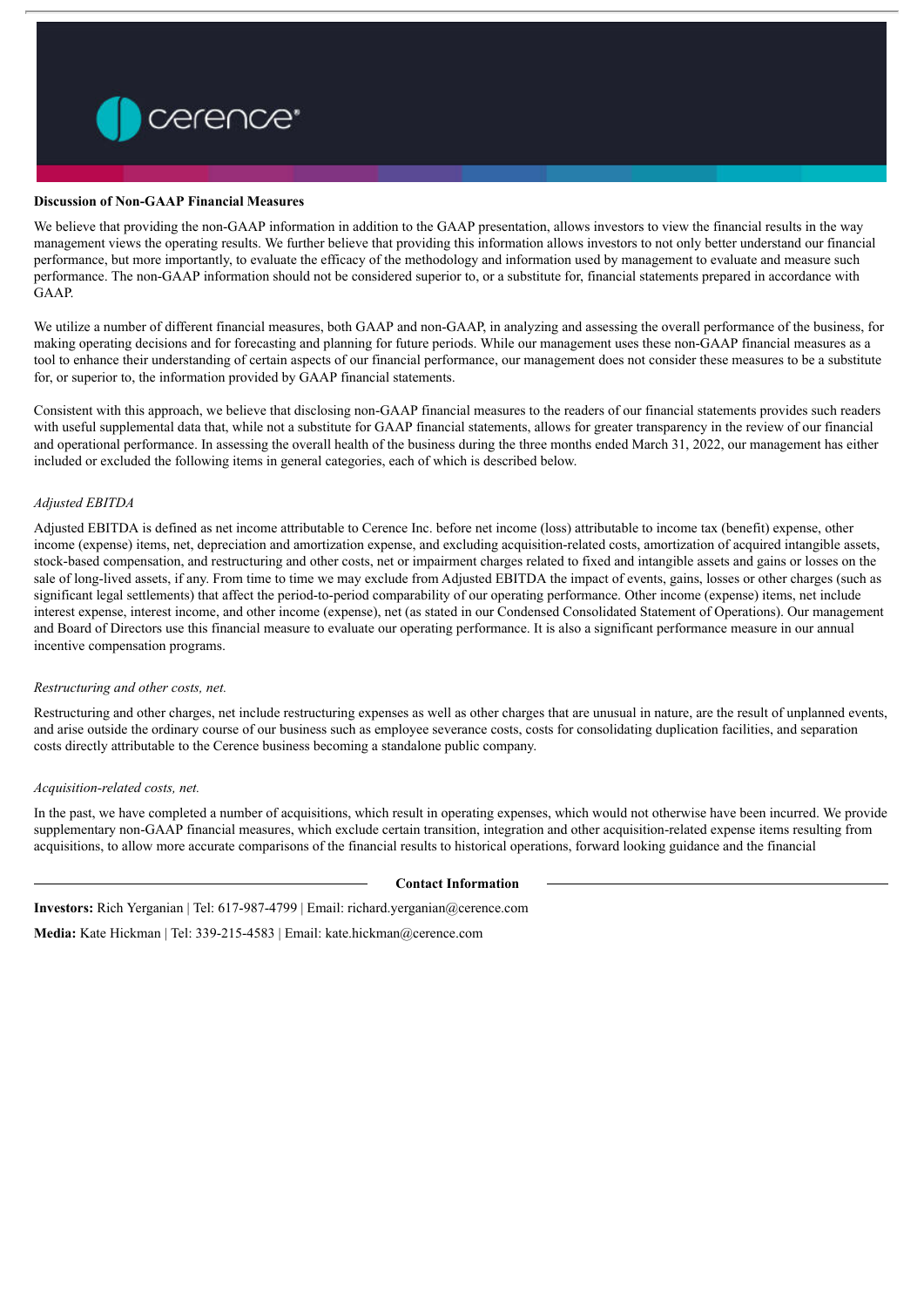**Discussion of Non-GAAP Financial Measures**

We believe that providing the non-GAAP information in addition to the GAAP presentation, allows investors to view the financial results in the way management views the operating results. We further believe that providing this information allows investors to not only better understand our financial performance, but more importantly, to evaluate the efficacy of the methodology and information used by management to evaluate and measure such performance. The non-GAAP information should not be considered superior to, or a substitute for, financial statements prepared in accordance with GAAP.

We utilize a number of different financial measures, both GAAP and non-GAAP, in analyzing and assessing the overall performance of the business, for making operating decisions and for forecasting and planning for future periods. While our management uses these non-GAAP financial measures as a tool to enhance their understanding of certain aspects of our financial performance, our management does not consider these measures to be a substitute for, or superior to, the information provided by GAAP financial statements.

Consistent with this approach, we believe that disclosing non-GAAP financial measures to the readers of our financial statements provides such readers with useful supplemental data that, while not a substitute for GAAP financial statements, allows for greater transparency in the review of our financial and operational performance. In assessing the overall health of the business during the three months ended March 31, 2022, our management has either included or excluded the following items in general categories, each of which is described below.

*Adjusted EBITDA*

Adjusted EBITDA is defined as net income attributable to Cerence Inc. before net income (loss) attributable to income tax (benefit) expense, other income (expense) items, net, depreciation and amortization expense, and excluding acquisition-related costs, amortization of acquired intangible assets, stock-based compensation, and restructuring and other costs, net or impairment charges related to fixed and intangible assets and gains or losses on the sale of long-lived assets, if any. From time to time we may exclude from Adjusted EBITDA the impact of events, gains, losses or other charges (such as significant legal settlements) that affect the period-to-period comparability of our operating performance. Other income (expense) items, net include interest expense, interest income, and other income (expense), net (as stated in our Condensed Consolidated Statement of Operations). Our management and Board of Directors use this financial measure to evaluate our operating performance. It is also a significant performance measure in our annual incentive compensation programs.

*Restructuring and other costs, net.*

Restructuring and other charges, net include restructuring expenses as well as other charges that are unusual in nature, are the result of unplanned events, and arise outside the ordinary course of our business such as employee severance costs, costs for consolidating duplication facilities, and separation costs directly attributable to the Cerence business becoming a standalone public company.

*Acquisition-related costs, net.*

In the past, we have completed a number of acquisitions, which result in operating expenses, which would not otherwise have been incurred. We provide supplementary non-GAAP financial measures, which exclude certain transition, integration and other acquisition-related expense items resulting from acquisitions, to allow more accurate comparisons of the financial results to historical operations, forward looking guidance and the financial

**Contact Information**

**Investors:** Rich Yerganian | Tel: 617-987-4799 | Email: richard.yerganian@cerence.com

**Media:** Kate Hickman | Tel: 339-215-4583 | Email: kate.hickman@cerence.com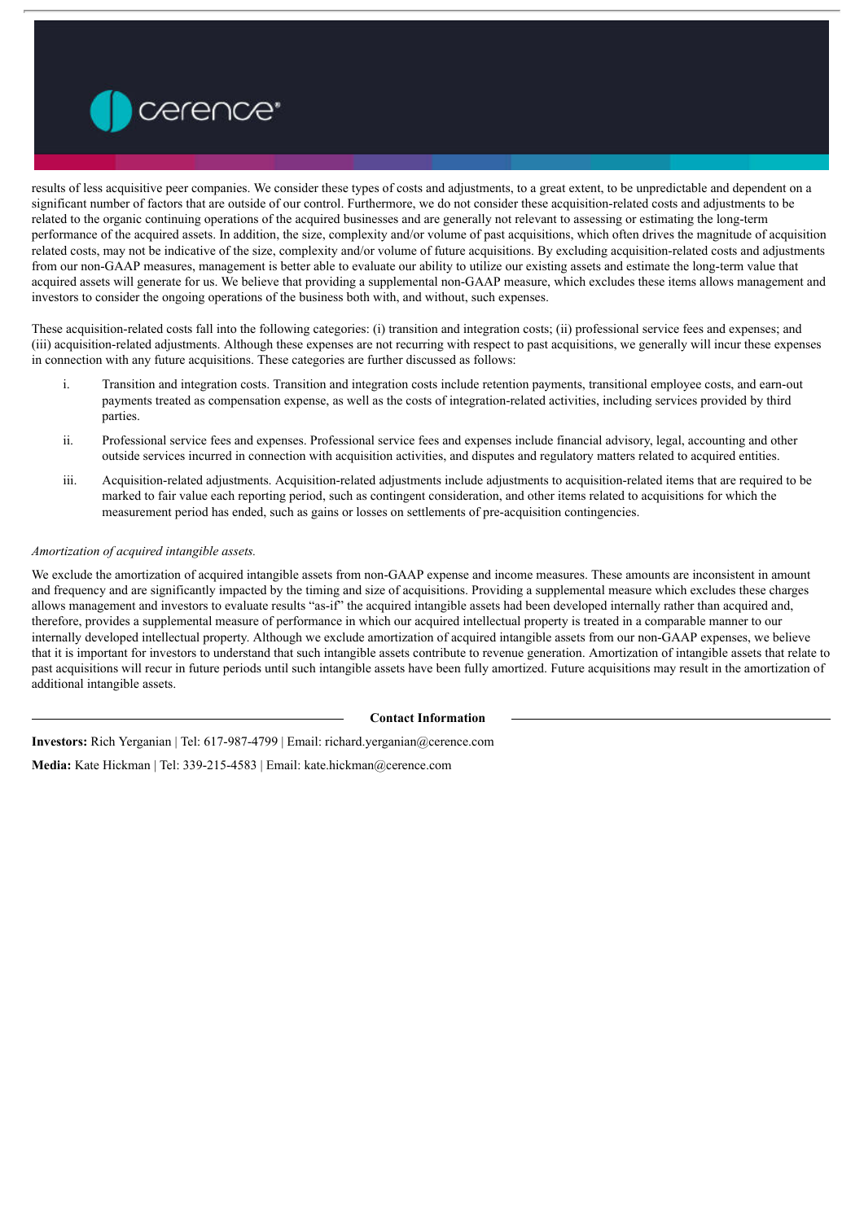results of less acquisitive peer companies. We consider these types of costs and adjustments, to a great extent, to be unpredictable and dependent on a significant number of factors that are outside of our control. Furthermore, we do not consider these acquisition-related costs and adjustments to be related to the organic continuing operations of the acquired businesses and are generally not relevant to assessing or estimating the long-term performance of the acquired assets. In addition, the size, complexity and/or volume of past acquisitions, which often drives the magnitude of acquisition related costs, may not be indicative of the size, complexity and/or volume of future acquisitions. By excluding acquisition-related costs and adjustments from our non-GAAP measures, management is better able to evaluate our ability to utilize our existing assets and estimate the long-term value that acquired assets will generate for us. We believe that providing a supplemental non-GAAP measure, which excludes these items allows management and investors to consider the ongoing operations of the business both with, and without, such expenses.

These acquisition-related costs fall into the following categories: (i) transition and integration costs; (ii) professional service fees and expenses; and (iii) acquisition-related adjustments. Although these expenses are not recurring with respect to past acquisitions, we generally will incur these expenses in connection with any future acquisitions. These categories are further discussed as follows:

i. Transition and integration costs. Transition and integration costs include retention payments, transitional employee costs, and earn-out payments treated as compensation expense, as well as the costs of integration-related activities, including services provided by third parties.

ii. Professional service fees and expenses. Professional service fees and expenses include financial advisory, legal, accounting and other outside services incurred in connection with acquisition activities, and disputes and regulatory matters related to acquired entities.

iii. Acquisition-related adjustments. Acquisition-related adjustments include adjustments to acquisition-related items that are required to be marked to fair value each reporting period, such as contingent consideration, and other items related to acquisitions for which the measurement period has ended, such as gains or losses on settlements of pre-acquisition contingencies.

*Amortization of acquired intangible assets.*

We exclude the amortization of acquired intangible assets from non-GAAP expense and income measures. These amounts are inconsistent in amount and frequency and are significantly impacted by the timing and size of acquisitions. Providing a supplemental measure which excludes these charges allows management and investors to evaluate results "as-if" the acquired intangible assets had been developed internally rather than acquired and, therefore, provides a supplemental measure of performance in which our acquired intellectual property is treated in a comparable manner to our internally developed intellectual property. Although we exclude amortization of acquired intangible assets from our non-GAAP expenses, we believe that it is important for investors to understand that such intangible assets contribute to revenue generation. Amortization of intangible assets that relate to past acquisitions will recur in future periods until such intangible assets have been fully amortized. Future acquisitions may result in the amortization of additional intangible assets.

**Contact Information**

**Investors:** Rich Yerganian | Tel: 617-987-4799 | Email: richard.yerganian@cerence.com

**Media:** Kate Hickman | Tel: 339-215-4583 | Email: kate.hickman@cerence.com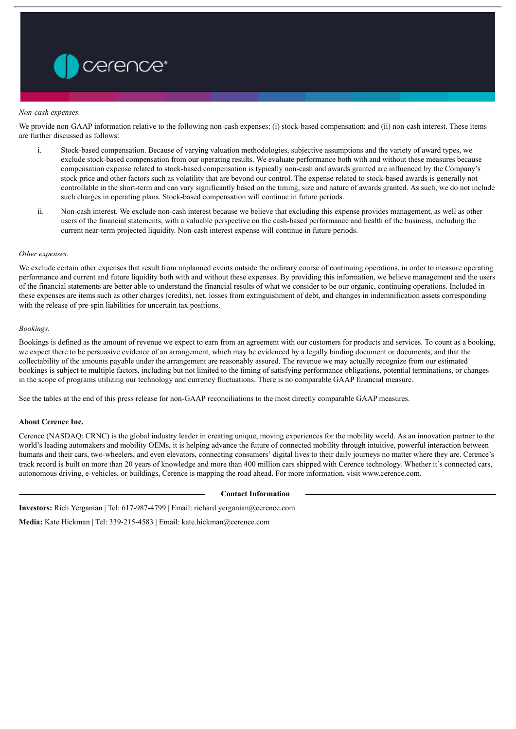*Non-cash expenses.*

We provide non-GAAP information relative to the following non-cash expenses: (i) stock-based compensation; and (ii) non-cash interest. These items are further discussed as follows:

i. Stock-based compensation. Because of varying valuation methodologies, subjective assumptions and the variety of award types, we exclude stock-based compensation from our operating results. We evaluate performance both with and without these measures because compensation expense related to stock-based compensation is typically non-cash and awards granted are influenced by the Company's stock price and other factors such as volatility that are beyond our control. The expense related to stock-based awards is generally not controllable in the short-term and can vary significantly based on the timing, size and nature of awards granted. As such, we do not include such charges in operating plans. Stock-based compensation will continue in future periods.

ii. Non-cash interest. We exclude non-cash interest because we believe that excluding this expense provides management, as well as other users of the financial statements, with a valuable perspective on the cash-based performance and health of the business, including the current near-term projected liquidity. Non-cash interest expense will continue in future periods.

*Other expenses.*

We exclude certain other expenses that result from unplanned events outside the ordinary course of continuing operations, in order to measure operating performance and current and future liquidity both with and without these expenses. By providing this information, we believe management and the users of the financial statements are better able to understand the financial results of what we consider to be our organic, continuing operations. Included in these expenses are items such as other charges (credits), net, losses from extinguishment of debt, and changes in indemnification assets corresponding with the release of pre-spin liabilities for uncertain tax positions.

*Bookings.*

Bookings is defined as the amount of revenue we expect to earn from an agreement with our customers for products and services. To count as a booking, we expect there to be persuasive evidence of an arrangement, which may be evidenced by a legally binding document or documents, and that the collectability of the amounts payable under the arrangement are reasonably assured. The revenue we may actually recognize from our estimated bookings is subject to multiple factors, including but not limited to the timing of satisfying performance obligations, potential terminations, or changes in the scope of programs utilizing our technology and currency fluctuations. There is no comparable GAAP financial measure.

See the tables at the end of this press release for non-GAAP reconciliations to the most directly comparable GAAP measures.

**About Cerence Inc.**

Cerence (NASDAQ: CRNC) is the global industry leader in creating unique, moving experiences for the mobility world. As an innovation partner to the world's leading automakers and mobility OEMs, it is helping advance the future of connected mobility through intuitive, powerful interaction between humans and their cars, two-wheelers, and even elevators, connecting consumers' digital lives to their daily journeys no matter where they are. Cerence's track record is built on more than 20 years of knowledge and more than 400 million cars shipped with Cerence technology. Whether it's connected cars, autonomous driving, e-vehicles, or buildings, Cerence is mapping the road ahead. For more information, visit www.cerence.com.

**Contact Information**

**Investors:** Rich Yerganian | Tel: 617-987-4799 | Email: richard.yerganian@cerence.com

**Media:** Kate Hickman | Tel: 339-215-4583 | Email: kate.hickman@cerence.com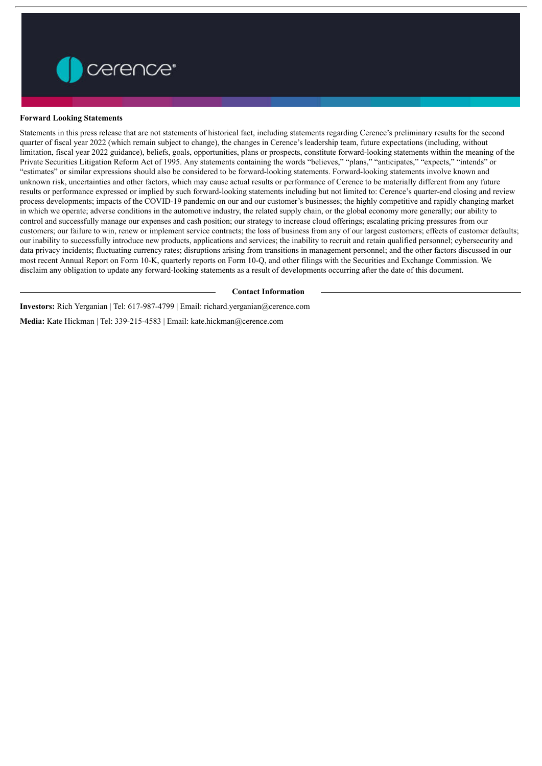**Forward Looking Statements**

Statements in this press release that are not statements of historical fact, including statements regarding Cerence's preliminary results for the second quarter of fiscal year 2022 (which remain subject to change), the changes in Cerence's leadership team, future expectations (including, without limitation, fiscal year 2022 guidance), beliefs, goals, opportunities, plans or prospects, constitute forward-looking statements within the meaning of the Private Securities Litigation Reform Act of 1995. Any statements containing the words "believes," "plans," "anticipates," "expects," "intends" or "estimates" or similar expressions should also be considered to be forward-looking statements. Forward-looking statements involve known and unknown risk, uncertainties and other factors, which may cause actual results or performance of Cerence to be materially different from any future results or performance expressed or implied by such forward-looking statements including but not limited to: Cerence's quarter-end closing and review process developments; impacts of the COVID-19 pandemic on our and our customer's businesses; the highly competitive and rapidly changing market in which we operate; adverse conditions in the automotive industry, the related supply chain, or the global economy more generally; our ability to control and successfully manage our expenses and cash position; our strategy to increase cloud offerings; escalating pricing pressures from our customers; our failure to win, renew or implement service contracts; the loss of business from any of our largest customers; effects of customer defaults; our inability to successfully introduce new products, applications and services; the inability to recruit and retain qualified personnel; cybersecurity and data privacy incidents; fluctuating currency rates; disruptions arising from transitions in management personnel; and the other factors discussed in our most recent Annual Report on Form 10-K, quarterly reports on Form 10-Q, and other filings with the Securities and Exchange Commission. We disclaim any obligation to update any forward-looking statements as a result of developments occurring after the date of this document.

**Contact Information**

**Investors:** Rich Yerganian | Tel: 617-987-4799 | Email: richard.yerganian@cerence.com

**Media:** Kate Hickman | Tel: 339-215-4583 | Email: kate.hickman@cerence.com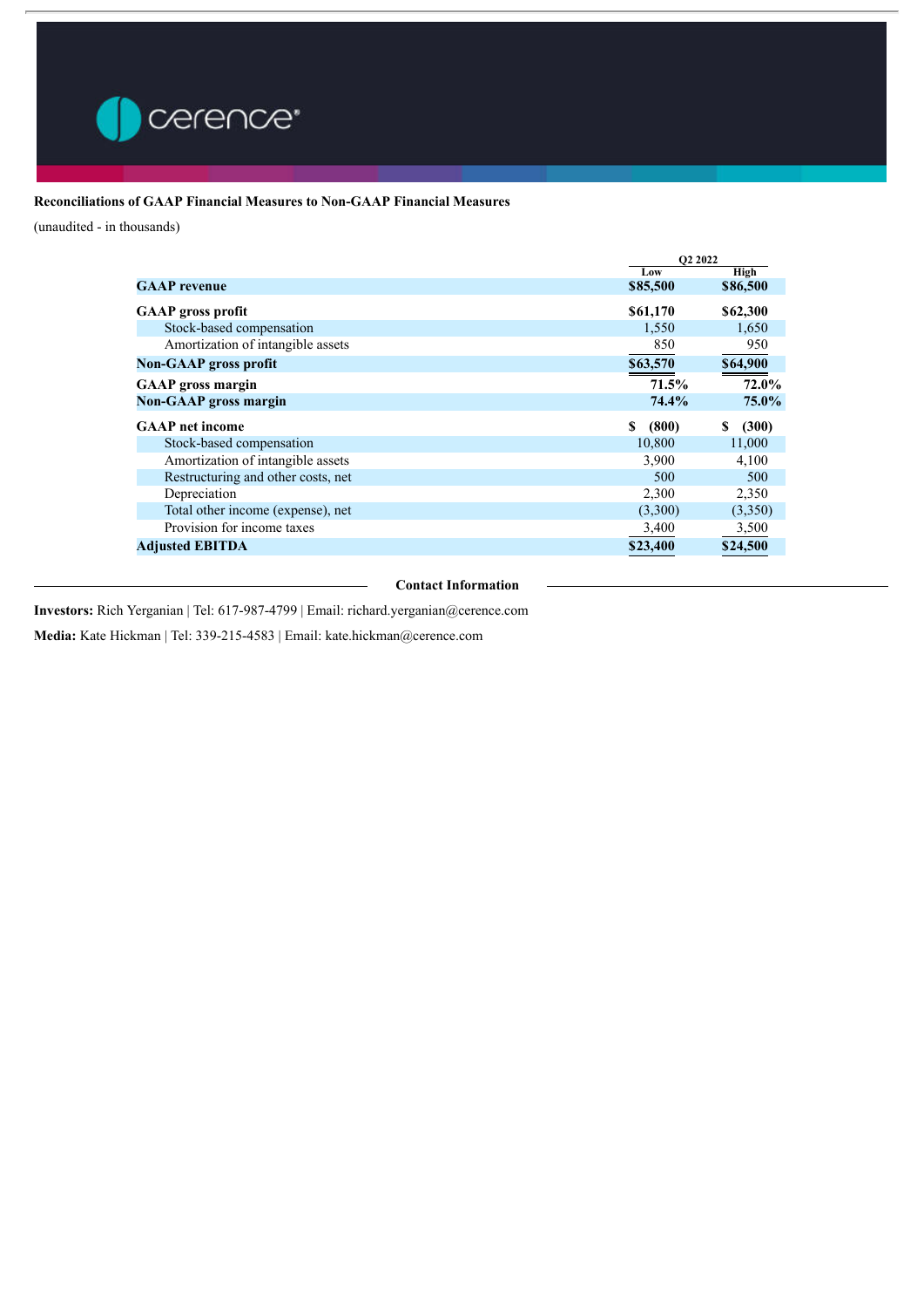**Reconciliations of GAAP Financial Measures to Non-GAAP Financial Measures**

(unaudited - in thousands)

| | Q2 2022 | |
|---|---|---|
| | Low | High |
| **GAAP revenue** | **$85,500** | **$86,500** |
| **GAAP gross profit** | **$61,170** | **$62,300** |
| Stock-based compensation | 1,550 | 1,650 |
| Amortization of intangible assets | 850 | 950 |
| **Non-GAAP gross profit** | **$63,570** | **$64,900** |
| **GAAP gross margin** | **71.5%** | **72.0%** |
| **Non-GAAP gross margin** | **74.4%** | **75.0%** |
| **GAAP net income** | **$ (800)** | **$ (300)** |
| Stock-based compensation | 10,800 | 11,000 |
| Amortization of intangible assets | 3,900 | 4,100 |
| Restructuring and other costs, net | 500 | 500 |
| Depreciation | 2,300 | 2,350 |
| Total other income (expense), net | (3,300) | (3,350) |
| Provision for income taxes | 3,400 | 3,500 |
| **Adjusted EBITDA** | **$23,400** | **$24,500** |

**Contact Information**

**Investors:** Rich Yerganian | Tel: 617-987-4799 | Email: richard.yerganian@cerence.com

**Media:** Kate Hickman | Tel: 339-215-4583 | Email: kate.hickman@cerence.com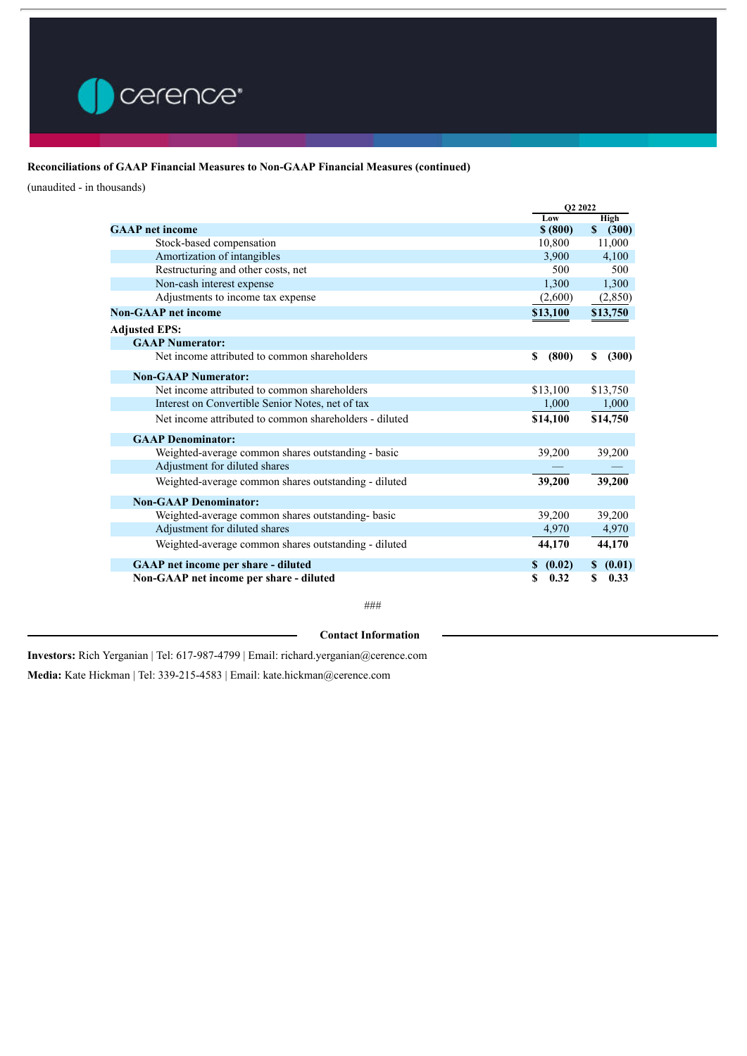**Reconciliations of GAAP Financial Measures to Non-GAAP Financial Measures (continued)**

(unaudited - in thousands)

| | Q2 2022 | |
|---|---|---|
| | **Low** | **High** |
| **GAAP net income** | **$ (800)** | **$ (300)** |
| Stock-based compensation | 10,800 | 11,000 |
| Amortization of intangibles | 3,900 | 4,100 |
| Restructuring and other costs, net | 500 | 500 |
| Non-cash interest expense | 1,300 | 1,300 |
| Adjustments to income tax expense | (2,600) | (2,850) |
| **Non-GAAP net income** | **$13,100** | **$13,750** |
| **Adjusted EPS:** | | |
| **GAAP Numerator:** | | |
| Net income attributed to common shareholders | **$ (800)** | **$ (300)** |
| **Non-GAAP Numerator:** | | |
| Net income attributed to common shareholders | $13,100 | $13,750 |
| Interest on Convertible Senior Notes, net of tax | 1,000 | 1,000 |
| Net income attributed to common shareholders - diluted | **$14,100** | **$14,750** |
| **GAAP Denominator:** | | |
| Weighted-average common shares outstanding - basic | 39,200 | 39,200 |
| Adjustment for diluted shares | — | — |
| Weighted-average common shares outstanding - diluted | **39,200** | **39,200** |
| **Non-GAAP Denominator:** | | |
| Weighted-average common shares outstanding- basic | 39,200 | 39,200 |
| Adjustment for diluted shares | 4,970 | 4,970 |
| Weighted-average common shares outstanding - diluted | **44,170** | **44,170** |
| **GAAP net income per share - diluted** | **$ (0.02)** | **$ (0.01)** |
| **Non-GAAP net income per share - diluted** | **$ 0.32** | **$ 0.33** |

###

**Contact Information**

**Investors:** Rich Yerganian | Tel: 617-987-4799 | Email: richard.yerganian@cerence.com

**Media:** Kate Hickman | Tel: 339-215-4583 | Email: kate.hickman@cerence.com